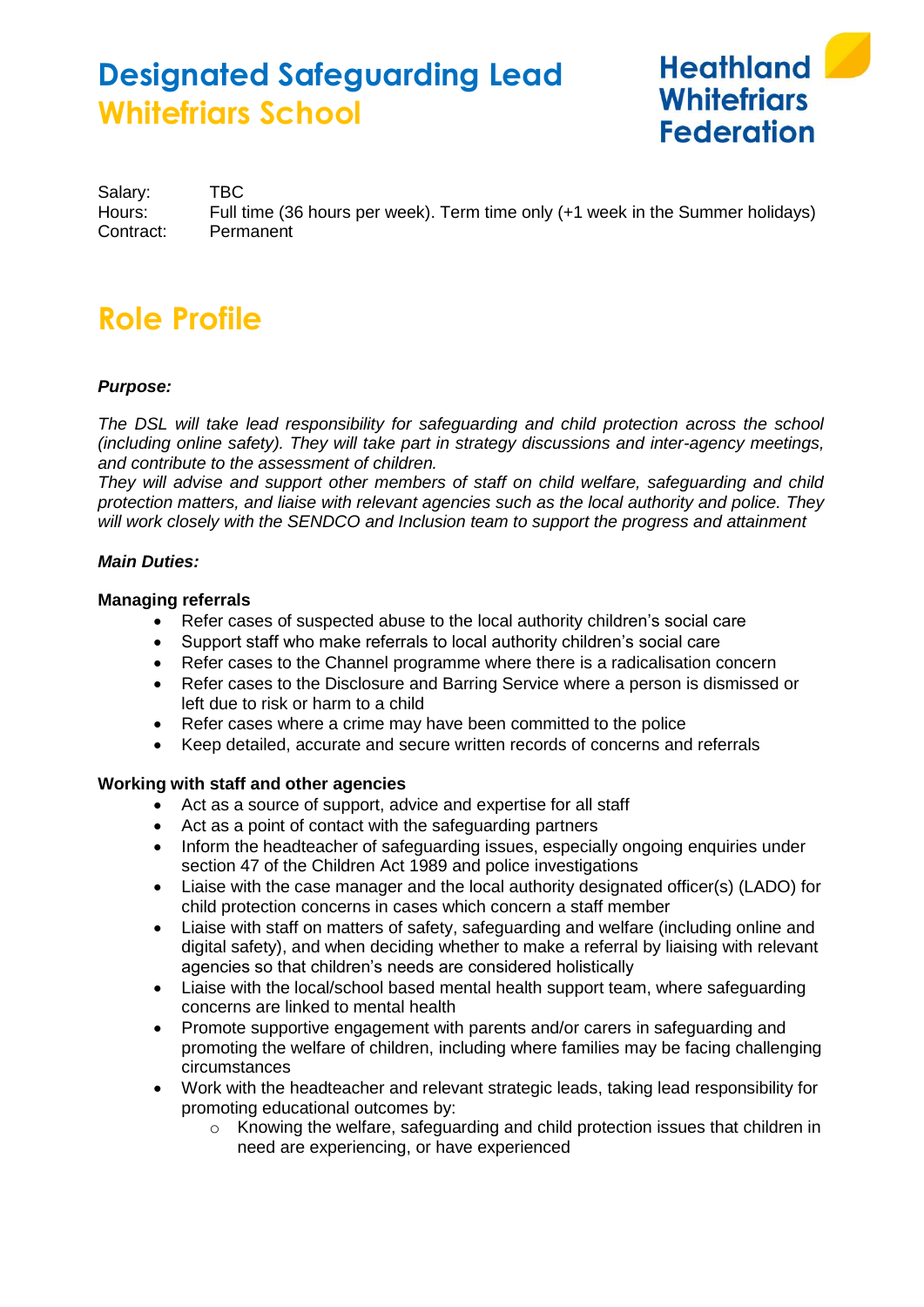# Designated Safeguarding Lead
## Whitefriars School

**Heathland Whitefriars Federation**

Salary: TBC
Hours: Full time (36 hours per week). Term time only (+1 week in the Summer holidays)
Contract: Permanent

# Role Profile

***Purpose:***

*The DSL will take lead responsibility for safeguarding and child protection across the school (including online safety). They will take part in strategy discussions and inter-agency meetings, and contribute to the assessment of children.*
*They will advise and support other members of staff on child welfare, safeguarding and child protection matters, and liaise with relevant agencies such as the local authority and police. They will work closely with the SENDCO and Inclusion team to support the progress and attainment*

***Main Duties:***

**Managing referrals**

- Refer cases of suspected abuse to the local authority children's social care
- Support staff who make referrals to local authority children's social care
- Refer cases to the Channel programme where there is a radicalisation concern
- Refer cases to the Disclosure and Barring Service where a person is dismissed or left due to risk or harm to a child
- Refer cases where a crime may have been committed to the police
- Keep detailed, accurate and secure written records of concerns and referrals

**Working with staff and other agencies**

- Act as a source of support, advice and expertise for all staff
- Act as a point of contact with the safeguarding partners
- Inform the headteacher of safeguarding issues, especially ongoing enquiries under section 47 of the Children Act 1989 and police investigations
- Liaise with the case manager and the local authority designated officer(s) (LADO) for child protection concerns in cases which concern a staff member
- Liaise with staff on matters of safety, safeguarding and welfare (including online and digital safety), and when deciding whether to make a referral by liaising with relevant agencies so that children's needs are considered holistically
- Liaise with the local/school based mental health support team, where safeguarding concerns are linked to mental health
- Promote supportive engagement with parents and/or carers in safeguarding and promoting the welfare of children, including where families may be facing challenging circumstances
- Work with the headteacher and relevant strategic leads, taking lead responsibility for promoting educational outcomes by:
    - Knowing the welfare, safeguarding and child protection issues that children in need are experiencing, or have experienced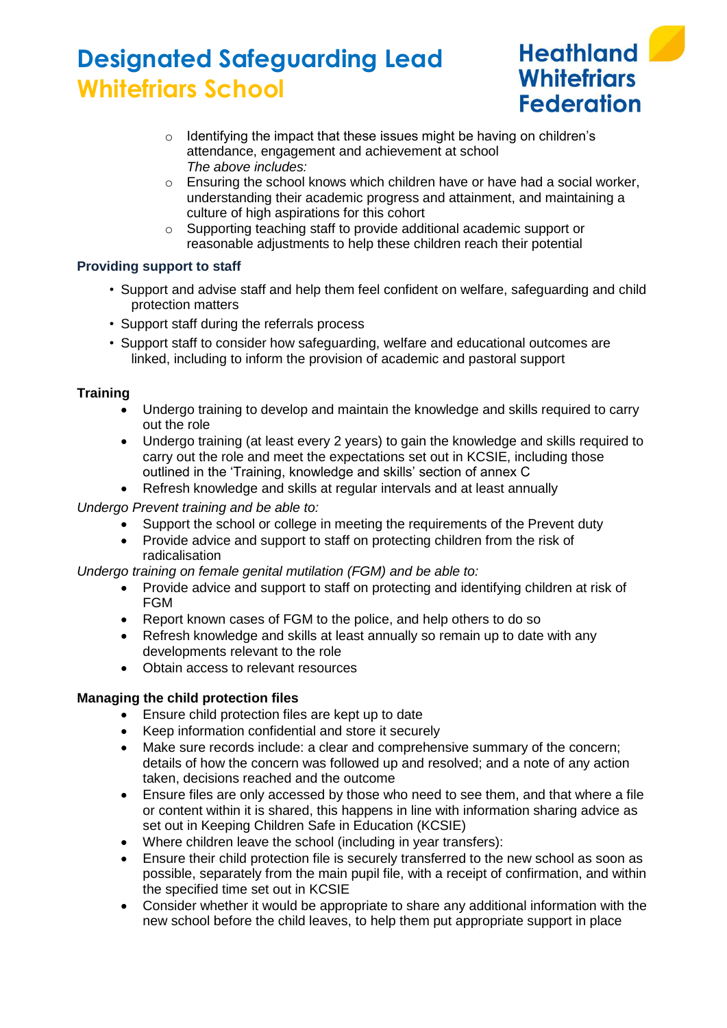- Identifying the impact that these issues might be having on children's attendance, engagement and achievement at school
  *The above includes:*
- Ensuring the school knows which children have or have had a social worker, understanding their academic progress and attainment, and maintaining a culture of high aspirations for this cohort
- Supporting teaching staff to provide additional academic support or reasonable adjustments to help these children reach their potential

### Providing support to staff

- Support and advise staff and help them feel confident on welfare, safeguarding and child protection matters
- Support staff during the referrals process
- Support staff to consider how safeguarding, welfare and educational outcomes are linked, including to inform the provision of academic and pastoral support

### Training

- Undergo training to develop and maintain the knowledge and skills required to carry out the role
- Undergo training (at least every 2 years) to gain the knowledge and skills required to carry out the role and meet the expectations set out in KCSIE, including those outlined in the 'Training, knowledge and skills' section of annex C
- Refresh knowledge and skills at regular intervals and at least annually

*Undergo Prevent training and be able to:*

- Support the school or college in meeting the requirements of the Prevent duty
- Provide advice and support to staff on protecting children from the risk of radicalisation

*Undergo training on female genital mutilation (FGM) and be able to:*

- Provide advice and support to staff on protecting and identifying children at risk of FGM
- Report known cases of FGM to the police, and help others to do so
- Refresh knowledge and skills at least annually so remain up to date with any developments relevant to the role
- Obtain access to relevant resources

### Managing the child protection files

- Ensure child protection files are kept up to date
- Keep information confidential and store it securely
- Make sure records include: a clear and comprehensive summary of the concern; details of how the concern was followed up and resolved; and a note of any action taken, decisions reached and the outcome
- Ensure files are only accessed by those who need to see them, and that where a file or content within it is shared, this happens in line with information sharing advice as set out in Keeping Children Safe in Education (KCSIE)
- Where children leave the school (including in year transfers):
- Ensure their child protection file is securely transferred to the new school as soon as possible, separately from the main pupil file, with a receipt of confirmation, and within the specified time set out in KCSIE
- Consider whether it would be appropriate to share any additional information with the new school before the child leaves, to help them put appropriate support in place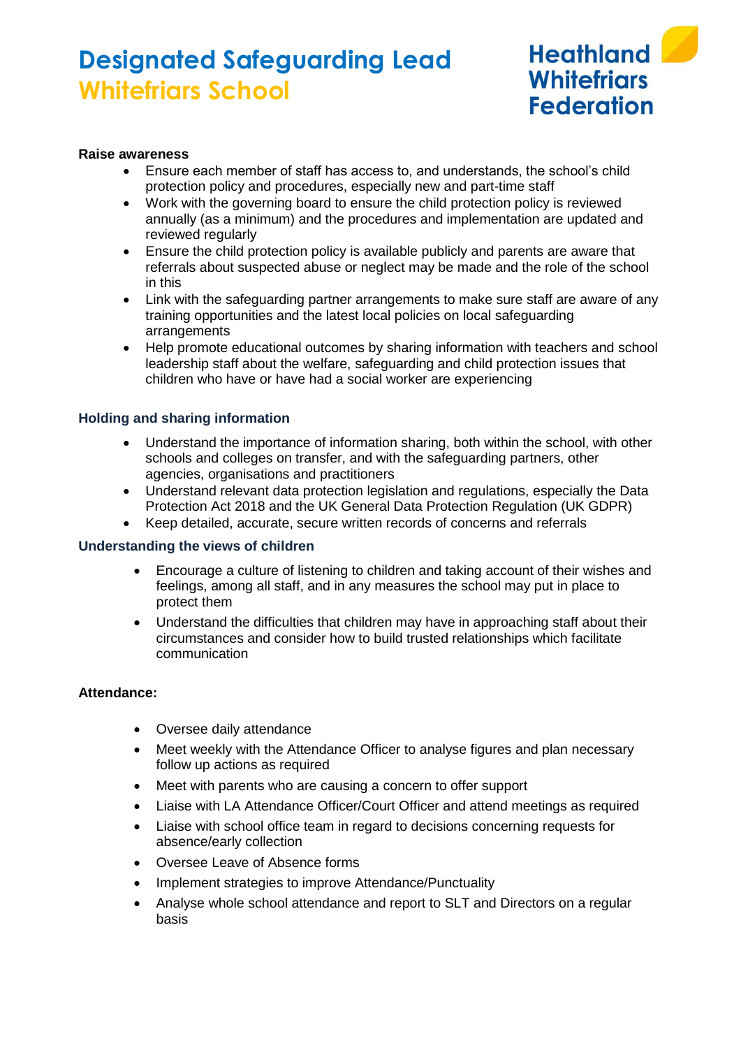**Raise awareness**

- Ensure each member of staff has access to, and understands, the school's child protection policy and procedures, especially new and part-time staff
- Work with the governing board to ensure the child protection policy is reviewed annually (as a minimum) and the procedures and implementation are updated and reviewed regularly
- Ensure the child protection policy is available publicly and parents are aware that referrals about suspected abuse or neglect may be made and the role of the school in this
- Link with the safeguarding partner arrangements to make sure staff are aware of any training opportunities and the latest local policies on local safeguarding arrangements
- Help promote educational outcomes by sharing information with teachers and school leadership staff about the welfare, safeguarding and child protection issues that children who have or have had a social worker are experiencing

**Holding and sharing information**

- Understand the importance of information sharing, both within the school, with other schools and colleges on transfer, and with the safeguarding partners, other agencies, organisations and practitioners
- Understand relevant data protection legislation and regulations, especially the Data Protection Act 2018 and the UK General Data Protection Regulation (UK GDPR)
- Keep detailed, accurate, secure written records of concerns and referrals

**Understanding the views of children**

- Encourage a culture of listening to children and taking account of their wishes and feelings, among all staff, and in any measures the school may put in place to protect them
- Understand the difficulties that children may have in approaching staff about their circumstances and consider how to build trusted relationships which facilitate communication

**Attendance:**

- Oversee daily attendance
- Meet weekly with the Attendance Officer to analyse figures and plan necessary follow up actions as required
- Meet with parents who are causing a concern to offer support
- Liaise with LA Attendance Officer/Court Officer and attend meetings as required
- Liaise with school office team in regard to decisions concerning requests for absence/early collection
- Oversee Leave of Absence forms
- Implement strategies to improve Attendance/Punctuality
- Analyse whole school attendance and report to SLT and Directors on a regular basis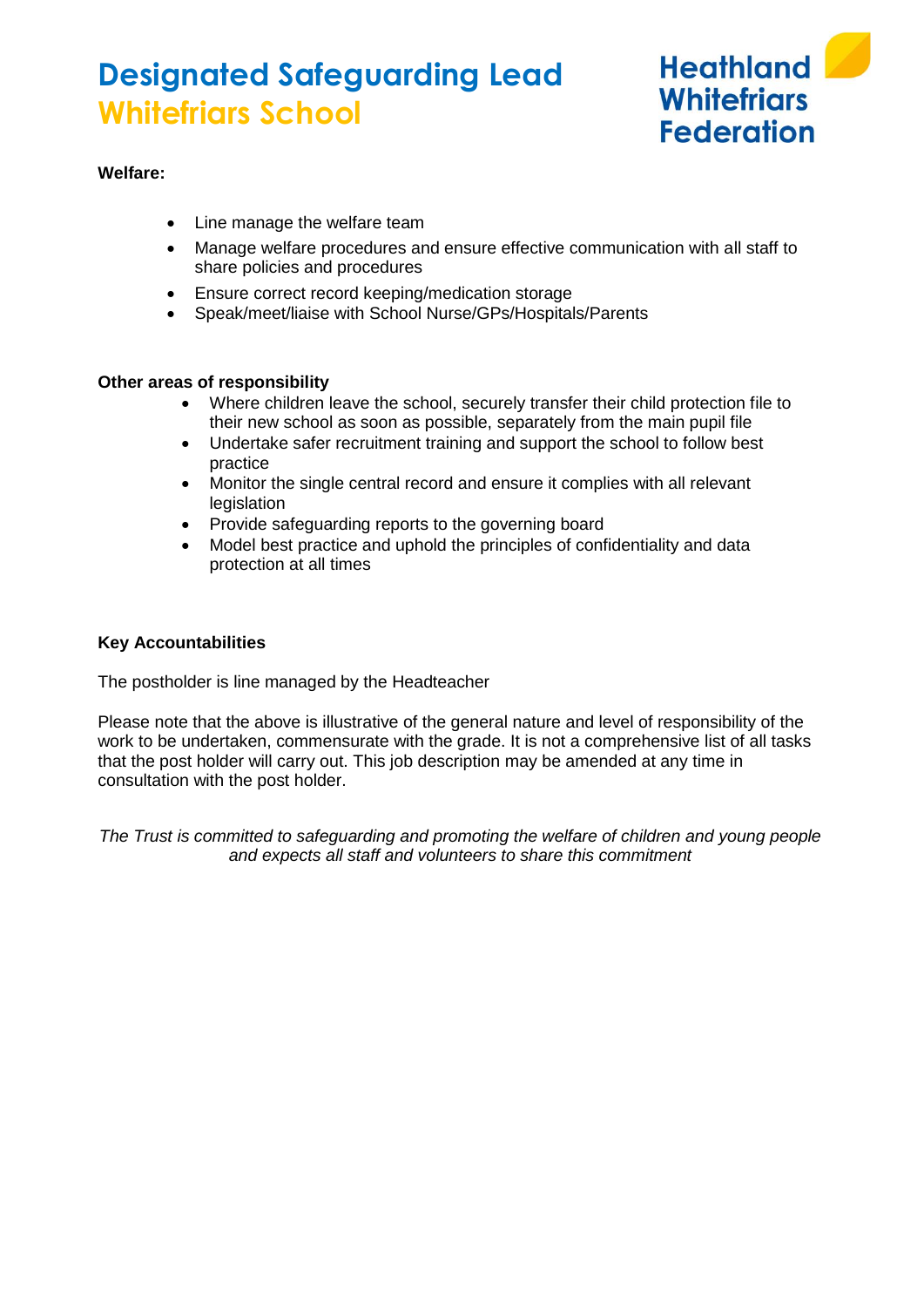**Welfare:**

- Line manage the welfare team
- Manage welfare procedures and ensure effective communication with all staff to share policies and procedures
- Ensure correct record keeping/medication storage
- Speak/meet/liaise with School Nurse/GPs/Hospitals/Parents

**Other areas of responsibility**

- Where children leave the school, securely transfer their child protection file to their new school as soon as possible, separately from the main pupil file
- Undertake safer recruitment training and support the school to follow best practice
- Monitor the single central record and ensure it complies with all relevant legislation
- Provide safeguarding reports to the governing board
- Model best practice and uphold the principles of confidentiality and data protection at all times

**Key Accountabilities**

The postholder is line managed by the Headteacher

Please note that the above is illustrative of the general nature and level of responsibility of the work to be undertaken, commensurate with the grade. It is not a comprehensive list of all tasks that the post holder will carry out. This job description may be amended at any time in consultation with the post holder.

*The Trust is committed to safeguarding and promoting the welfare of children and young people and expects all staff and volunteers to share this commitment*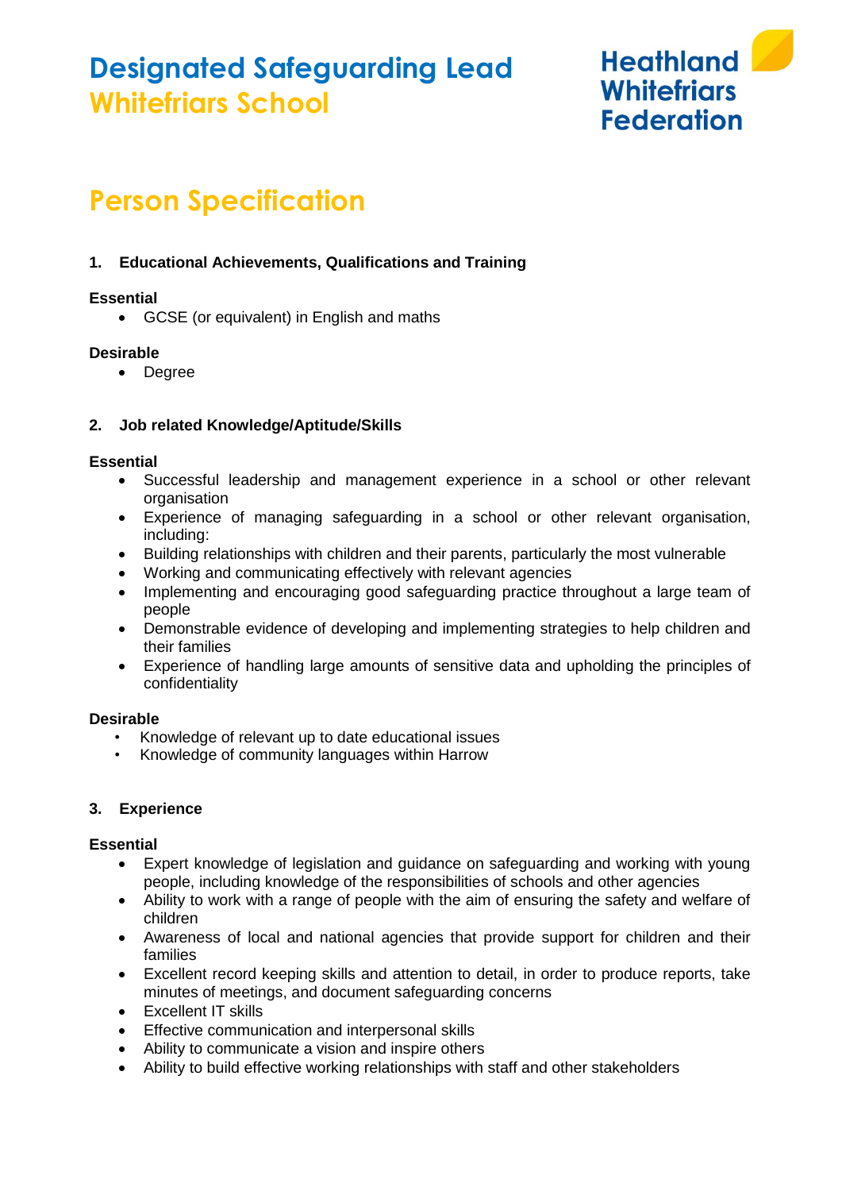# Designated Safeguarding Lead
## Whitefriars School

Heathland Whitefriars Federation

## Person Specification

### 1. Educational Achievements, Qualifications and Training

**Essential**

- GCSE (or equivalent) in English and maths

**Desirable**

- Degree

### 2. Job related Knowledge/Aptitude/Skills

**Essential**

- Successful leadership and management experience in a school or other relevant organisation
- Experience of managing safeguarding in a school or other relevant organisation, including:
- Building relationships with children and their parents, particularly the most vulnerable
- Working and communicating effectively with relevant agencies
- Implementing and encouraging good safeguarding practice throughout a large team of people
- Demonstrable evidence of developing and implementing strategies to help children and their families
- Experience of handling large amounts of sensitive data and upholding the principles of confidentiality

**Desirable**

- Knowledge of relevant up to date educational issues
- Knowledge of community languages within Harrow

### 3. Experience

**Essential**

- Expert knowledge of legislation and guidance on safeguarding and working with young people, including knowledge of the responsibilities of schools and other agencies
- Ability to work with a range of people with the aim of ensuring the safety and welfare of children
- Awareness of local and national agencies that provide support for children and their families
- Excellent record keeping skills and attention to detail, in order to produce reports, take minutes of meetings, and document safeguarding concerns
- Excellent IT skills
- Effective communication and interpersonal skills
- Ability to communicate a vision and inspire others
- Ability to build effective working relationships with staff and other stakeholders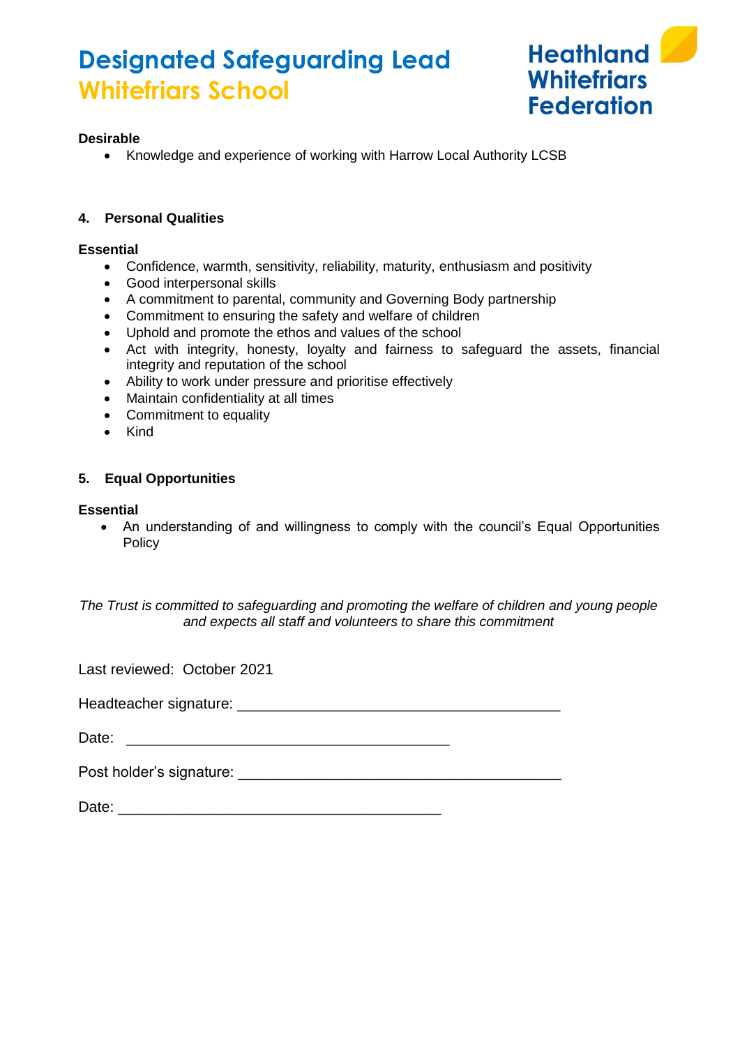**Desirable**

- Knowledge and experience of working with Harrow Local Authority LCSB

## 4. Personal Qualities

**Essential**

- Confidence, warmth, sensitivity, reliability, maturity, enthusiasm and positivity
- Good interpersonal skills
- A commitment to parental, community and Governing Body partnership
- Commitment to ensuring the safety and welfare of children
- Uphold and promote the ethos and values of the school
- Act with integrity, honesty, loyalty and fairness to safeguard the assets, financial integrity and reputation of the school
- Ability to work under pressure and prioritise effectively
- Maintain confidentiality at all times
- Commitment to equality
- Kind

## 5. Equal Opportunities

**Essential**

- An understanding of and willingness to comply with the council's Equal Opportunities Policy

*The Trust is committed to safeguarding and promoting the welfare of children and young people and expects all staff and volunteers to share this commitment*

Last reviewed: October 2021

Headteacher signature: ________________________________________

Date: ________________________________________

Post holder's signature: ________________________________________

Date: ________________________________________